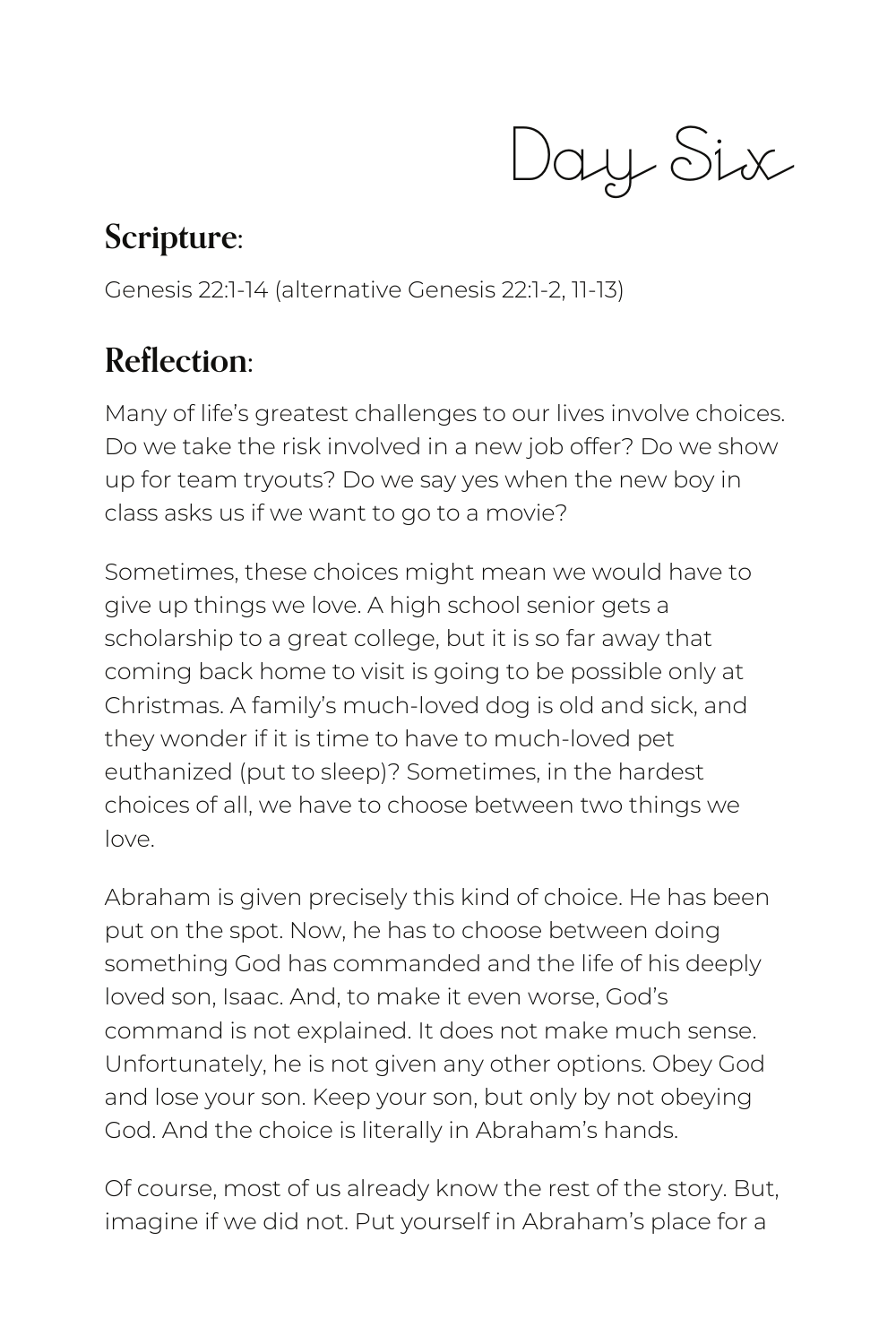# Day Six

## Scripture:

Genesis 22:1-14 (alternative Genesis 22:1-2, 11-13)

## Reflection:

Many of life's greatest challenges to our lives involve choices. Do we take the risk involved in a new job offer? Do we show up for team tryouts? Do we say yes when the new boy in class asks us if we want to go to a movie?

Sometimes, these choices might mean we would have to give up things we love. A high school senior gets a scholarship to a great college, but it is so far away that coming back home to visit is going to be possible only at Christmas. A family's much-loved dog is old and sick, and they wonder if it is time to have to much-loved pet euthanized (put to sleep)? Sometimes, in the hardest choices of all, we have to choose between two things we love.

Abraham is given precisely this kind of choice. He has been put on the spot. Now, he has to choose between doing something God has commanded and the life of his deeply loved son, Isaac. And, to make it even worse, God's command is not explained. It does not make much sense. Unfortunately, he is not given any other options. Obey God and lose your son. Keep your son, but only by not obeying God. And the choice is literally in Abraham's hands.

Of course, most of us already know the rest of the story. But, imagine if we did not. Put yourself in Abraham's place for a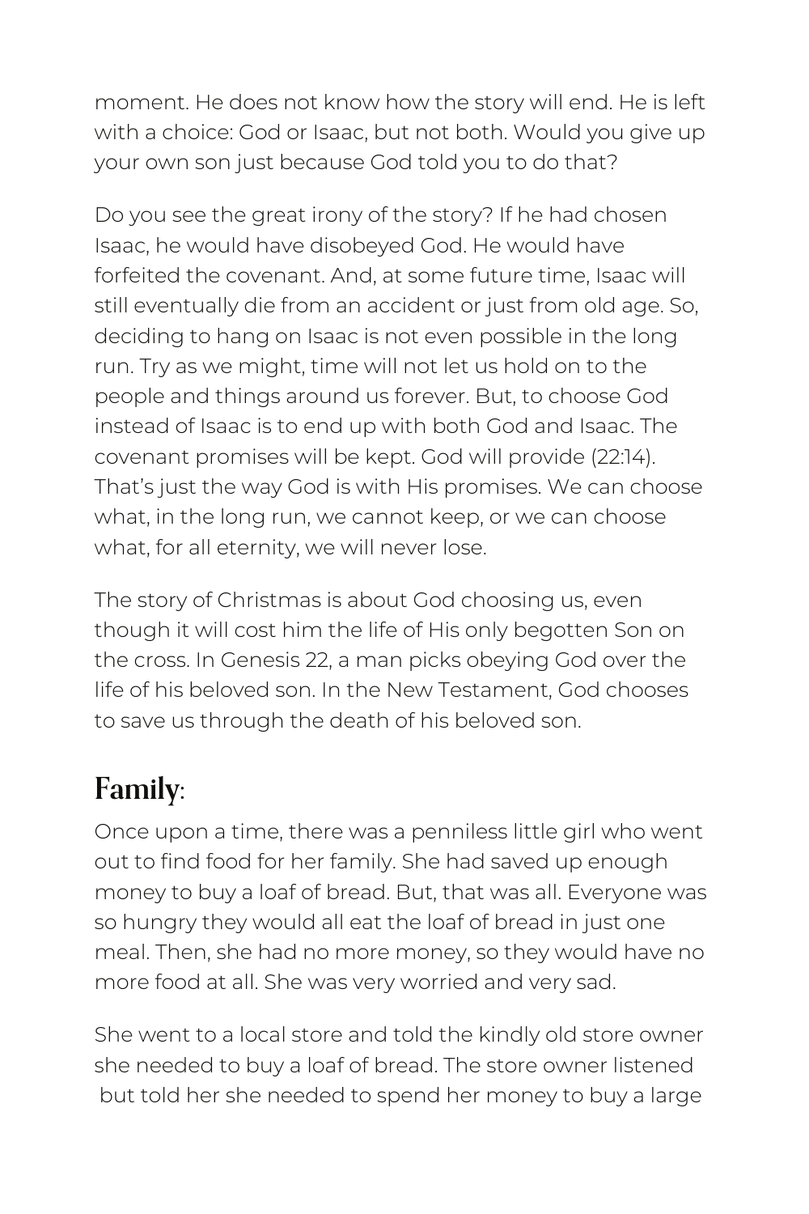moment. He does not know how the story will end. He is left with a choice: God or Isaac, but not both. Would you give up your own son just because God told you to do that?

Do you see the great irony of the story? If he had chosen Isaac, he would have disobeyed God. He would have forfeited the covenant. And, at some future time, Isaac will still eventually die from an accident or just from old age. So, deciding to hang on Isaac is not even possible in the long run. Try as we might, time will not let us hold on to the people and things around us forever. But, to choose God instead of Isaac is to end up with both God and Isaac. The covenant promises will be kept. God will provide (22:14). That's just the way God is with His promises. We can choose what, in the long run, we cannot keep, or we can choose what, for all eternity, we will never lose.

The story of Christmas is about God choosing us, even though it will cost him the life of His only begotten Son on the cross. In Genesis 22, a man picks obeying God over the life of his beloved son. In the New Testament, God chooses to save us through the death of his beloved son.

## Family:

Once upon a time, there was a penniless little girl who went out to find food for her family. She had saved up enough money to buy a loaf of bread. But, that was all. Everyone was so hungry they would all eat the loaf of bread in just one meal. Then, she had no more money, so they would have no more food at all. She was very worried and very sad.

She went to a local store and told the kindly old store owner she needed to buy a loaf of bread. The store owner listened but told her she needed to spend her money to buy a large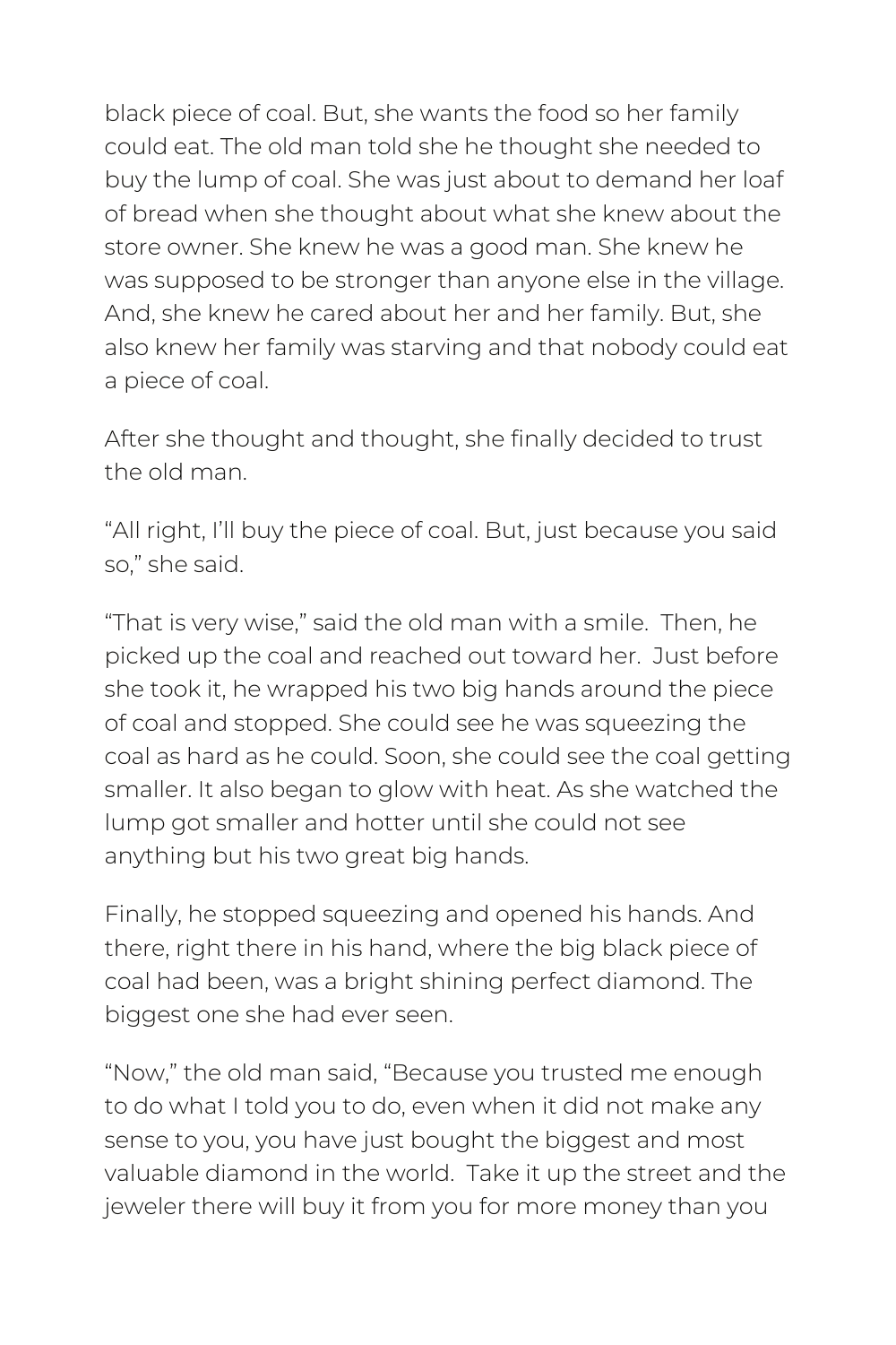black piece of coal. But, she wants the food so her family could eat. The old man told she he thought she needed to buy the lump of coal. She was just about to demand her loaf of bread when she thought about what she knew about the store owner. She knew he was a good man. She knew he was supposed to be stronger than anyone else in the village. And, she knew he cared about her and her family. But, she also knew her family was starving and that nobody could eat a piece of coal.

After she thought and thought, she finally decided to trust the old man.

"All right, I'll buy the piece of coal. But, just because you said so," she said.

"That is very wise," said the old man with a smile. Then, he picked up the coal and reached out toward her. Just before she took it, he wrapped his two big hands around the piece of coal and stopped. She could see he was squeezing the coal as hard as he could. Soon, she could see the coal getting smaller. It also began to glow with heat. As she watched the lump got smaller and hotter until she could not see anything but his two great big hands.

Finally, he stopped squeezing and opened his hands. And there, right there in his hand, where the big black piece of coal had been, was a bright shining perfect diamond. The biggest one she had ever seen.

"Now," the old man said, "Because you trusted me enough to do what I told you to do, even when it did not make any sense to you, you have just bought the biggest and most valuable diamond in the world. Take it up the street and the jeweler there will buy it from you for more money than you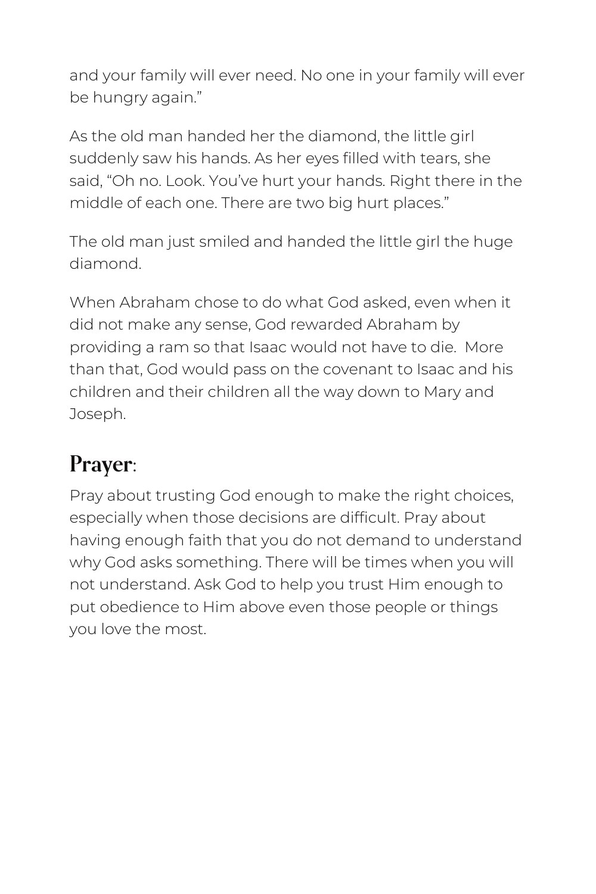and your family will ever need. No one in your family will ever be hungry again."

As the old man handed her the diamond, the little girl suddenly saw his hands. As her eyes filled with tears, she said, "Oh no. Look. You've hurt your hands. Right there in the middle of each one. There are two big hurt places."

The old man just smiled and handed the little girl the huge diamond.

When Abraham chose to do what God asked, even when it did not make any sense, God rewarded Abraham by providing a ram so that Isaac would not have to die. More than that, God would pass on the covenant to Isaac and his children and their children all the way down to Mary and Joseph.

## Prayer:

Pray about trusting God enough to make the right choices, especially when those decisions are difficult. Pray about having enough faith that you do not demand to understand why God asks something. There will be times when you will not understand. Ask God to help you trust Him enough to put obedience to Him above even those people or things you love the most.